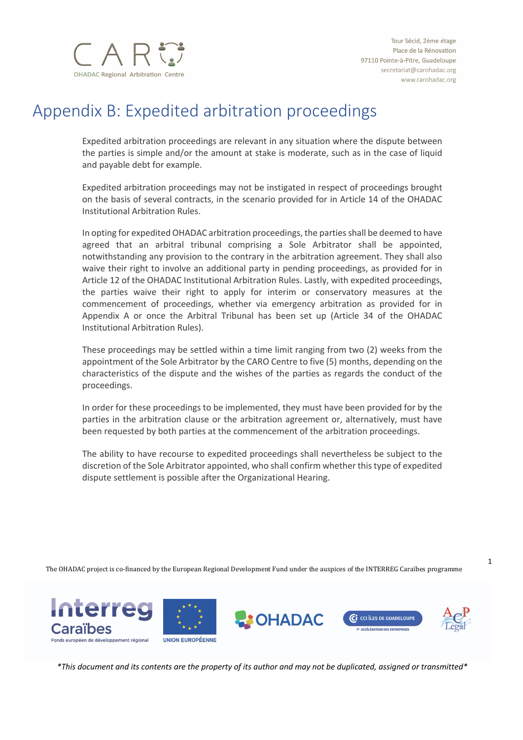# Appendix B: Expedited arbitration proceedings

Expedited arbitration proceedings are relevant in any situation where the dispute between the parties is simple and/or the amount at stake is moderate, such as in the case of liquid and payable debt for example.

Expedited arbitration proceedings may not be instigated in respect of proceedings brought on the basis of several contracts, in the scenario provided for in Article 14 of the OHADAC Institutional Arbitration Rules.

In opting for expedited OHADAC arbitration proceedings, the parties shall be deemed to have agreed that an arbitral tribunal comprising a Sole Arbitrator shall be appointed, notwithstanding any provision to the contrary in the arbitration agreement. They shall also waive their right to involve an additional party in pending proceedings, as provided for in Article 12 of the OHADAC Institutional Arbitration Rules. Lastly, with expedited proceedings, the parties waive their right to apply for interim or conservatory measures at the commencement of proceedings, whether via emergency arbitration as provided for in Appendix A or once the Arbitral Tribunal has been set up (Article 34 of the OHADAC Institutional Arbitration Rules).

These proceedings may be settled within a time limit ranging from two (2) weeks from the appointment of the Sole Arbitrator by the CARO Centre to five (5) months, depending on the characteristics of the dispute and the wishes of the parties as regards the conduct of the proceedings.

In order for these proceedings to be implemented, they must have been provided for by the parties in the arbitration clause or the arbitration agreement or, alternatively, must have been requested by both parties at the commencement of the arbitration proceedings.

The ability to have recourse to expedited proceedings shall nevertheless be subject to the discretion of the Sole Arbitrator appointed, who shall confirm whether this type of expedited dispute settlement is possible after the Organizational Hearing.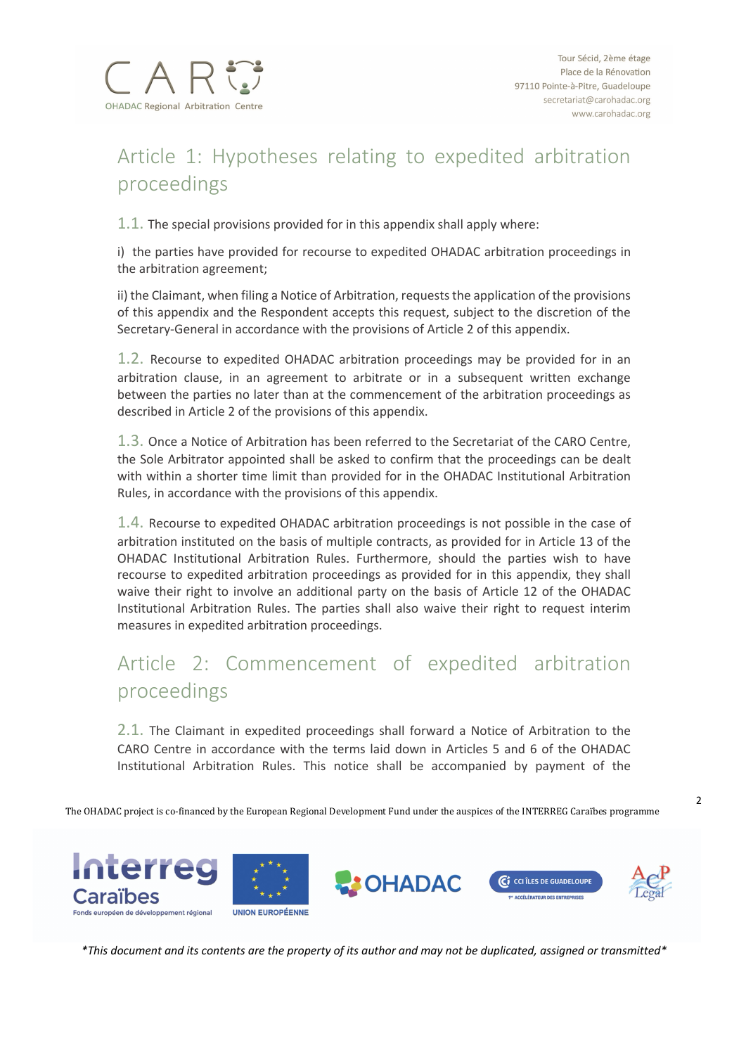## Article 1: Hypotheses relating to expedited arbitration proceedings

1.1. The special provisions provided for in this appendix shall apply where:

i) the parties have provided for recourse to expedited OHADAC arbitration proceedings in the arbitration agreement;

ii) the Claimant, when filing a Notice of Arbitration, requests the application of the provisions of this appendix and the Respondent accepts this request, subject to the discretion of the Secretary-General in accordance with the provisions of Article 2 of this appendix.

1.2. Recourse to expedited OHADAC arbitration proceedings may be provided for in an arbitration clause, in an agreement to arbitrate or in a subsequent written exchange between the parties no later than at the commencement of the arbitration proceedings as described in Article 2 of the provisions of this appendix.

1.3. Once a Notice of Arbitration has been referred to the Secretariat of the CARO Centre, the Sole Arbitrator appointed shall be asked to confirm that the proceedings can be dealt with within a shorter time limit than provided for in the OHADAC Institutional Arbitration Rules, in accordance with the provisions of this appendix.

1.4. Recourse to expedited OHADAC arbitration proceedings is not possible in the case of arbitration instituted on the basis of multiple contracts, as provided for in Article 13 of the OHADAC Institutional Arbitration Rules. Furthermore, should the parties wish to have recourse to expedited arbitration proceedings as provided for in this appendix, they shall waive their right to involve an additional party on the basis of Article 12 of the OHADAC Institutional Arbitration Rules. The parties shall also waive their right to request interim measures in expedited arbitration proceedings.

## Article 2: Commencement of expedited arbitration proceedings

2.1. The Claimant in expedited proceedings shall forward a Notice of Arbitration to the CARO Centre in accordance with the terms laid down in Articles 5 and 6 of the OHADAC Institutional Arbitration Rules. This notice shall be accompanied by payment of the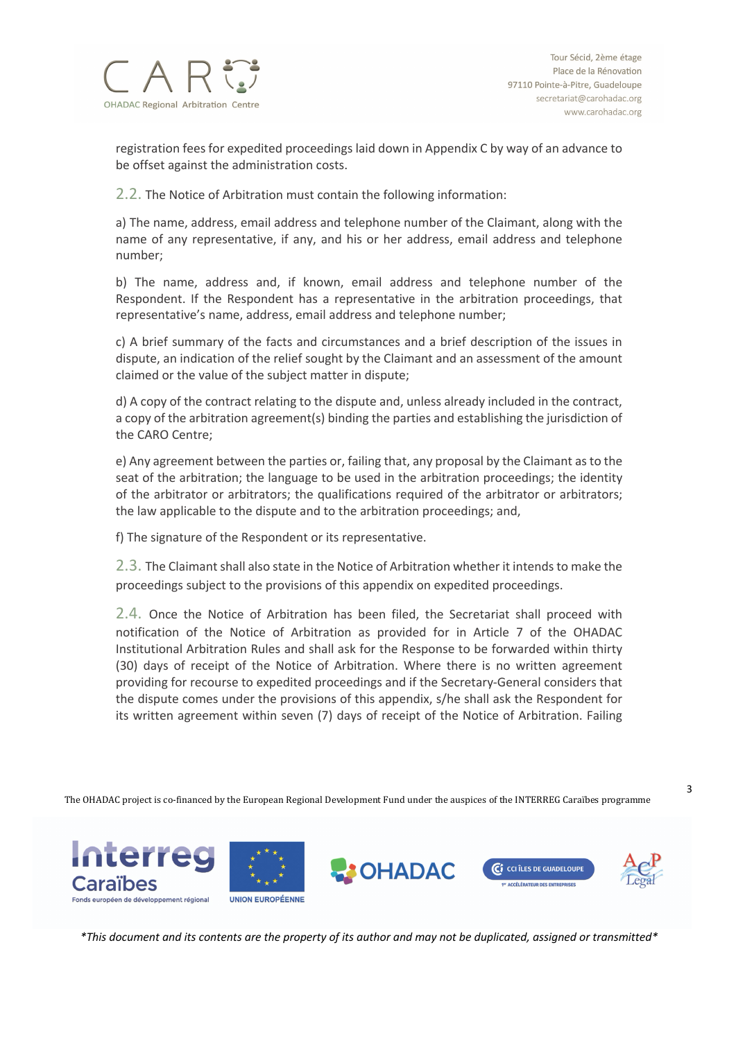registration fees for expedited proceedings laid down in Appendix C by way of an advance to be offset against the administration costs.

2.2. The Notice of Arbitration must contain the following information:

a) The name, address, email address and telephone number of the Claimant, along with the name of any representative, if any, and his or her address, email address and telephone number;

b) The name, address and, if known, email address and telephone number of the Respondent. If the Respondent has a representative in the arbitration proceedings, that representative's name, address, email address and telephone number;

c) A brief summary of the facts and circumstances and a brief description of the issues in dispute, an indication of the relief sought by the Claimant and an assessment of the amount claimed or the value of the subject matter in dispute;

d) A copy of the contract relating to the dispute and, unless already included in the contract, a copy of the arbitration agreement(s) binding the parties and establishing the jurisdiction of the CARO Centre;

e) Any agreement between the parties or, failing that, any proposal by the Claimant as to the seat of the arbitration; the language to be used in the arbitration proceedings; the identity of the arbitrator or arbitrators; the qualifications required of the arbitrator or arbitrators; the law applicable to the dispute and to the arbitration proceedings; and,

f) The signature of the Respondent or its representative.

2.3. The Claimant shall also state in the Notice of Arbitration whether it intends to make the proceedings subject to the provisions of this appendix on expedited proceedings.

2.4. Once the Notice of Arbitration has been filed, the Secretariat shall proceed with notification of the Notice of Arbitration as provided for in Article 7 of the OHADAC Institutional Arbitration Rules and shall ask for the Response to be forwarded within thirty (30) days of receipt of the Notice of Arbitration. Where there is no written agreement providing for recourse to expedited proceedings and if the Secretary-General considers that the dispute comes under the provisions of this appendix, s/he shall ask the Respondent for its written agreement within seven (7) days of receipt of the Notice of Arbitration. Failing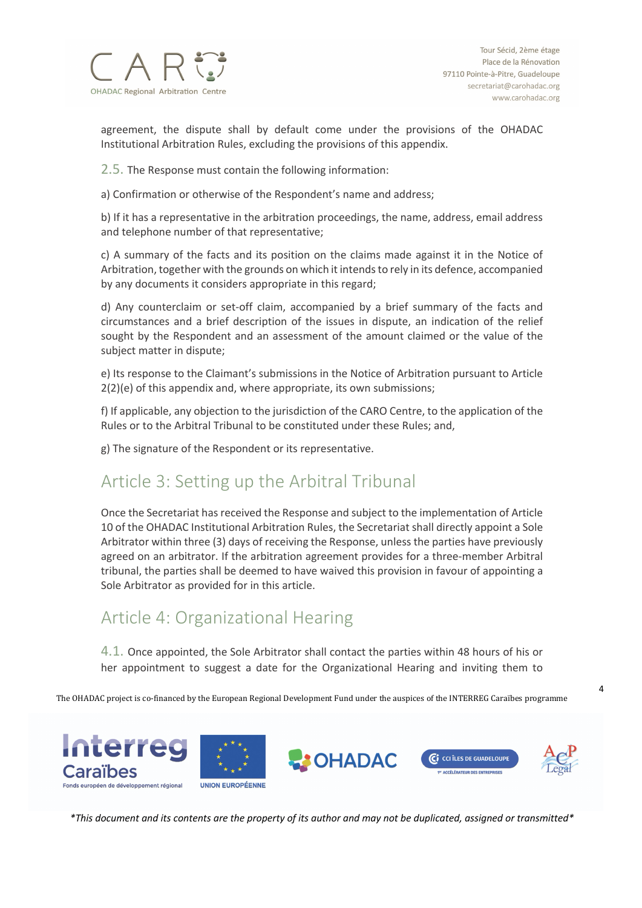agreement, the dispute shall by default come under the provisions of the OHADAC Institutional Arbitration Rules, excluding the provisions of this appendix.

2.5. The Response must contain the following information:

a) Confirmation or otherwise of the Respondent's name and address;

b) If it has a representative in the arbitration proceedings, the name, address, email address and telephone number of that representative;

c) A summary of the facts and its position on the claims made against it in the Notice of Arbitration, together with the grounds on which it intends to rely in its defence, accompanied by any documents it considers appropriate in this regard;

d) Any counterclaim or set-off claim, accompanied by a brief summary of the facts and circumstances and a brief description of the issues in dispute, an indication of the relief sought by the Respondent and an assessment of the amount claimed or the value of the subject matter in dispute;

e) Its response to the Claimant's submissions in the Notice of Arbitration pursuant to Article 2(2)(e) of this appendix and, where appropriate, its own submissions;

f) If applicable, any objection to the jurisdiction of the CARO Centre, to the application of the Rules or to the Arbitral Tribunal to be constituted under these Rules; and,

g) The signature of the Respondent or its representative.

## Article 3: Setting up the Arbitral Tribunal

Once the Secretariat has received the Response and subject to the implementation of Article 10 of the OHADAC Institutional Arbitration Rules, the Secretariat shall directly appoint a Sole Arbitrator within three (3) days of receiving the Response, unless the parties have previously agreed on an arbitrator. If the arbitration agreement provides for a three-member Arbitral tribunal, the parties shall be deemed to have waived this provision in favour of appointing a Sole Arbitrator as provided for in this article.

## Article 4: Organizational Hearing

4.1. Once appointed, the Sole Arbitrator shall contact the parties within 48 hours of his or her appointment to suggest a date for the Organizational Hearing and inviting them to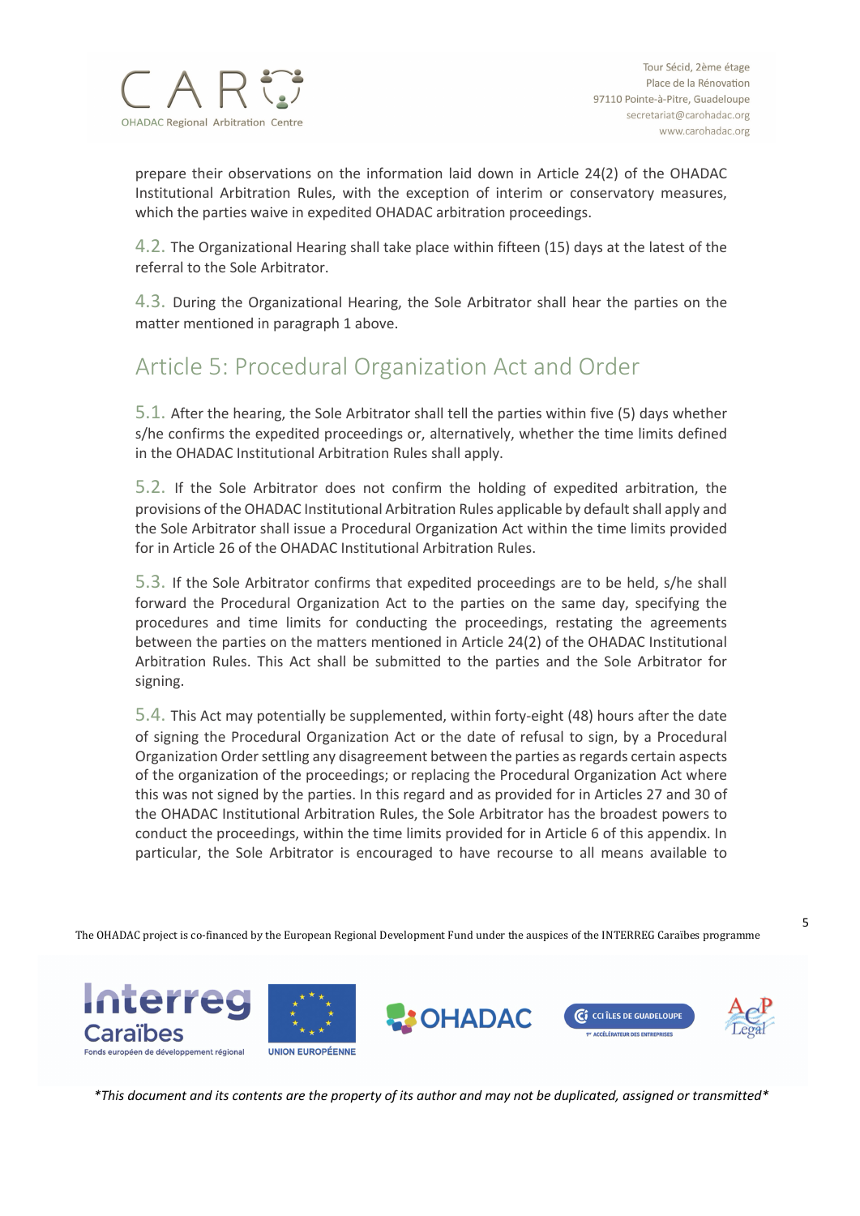prepare their observations on the information laid down in Article 24(2) of the OHADAC Institutional Arbitration Rules, with the exception of interim or conservatory measures, which the parties waive in expedited OHADAC arbitration proceedings.

4.2. The Organizational Hearing shall take place within fifteen (15) days at the latest of the referral to the Sole Arbitrator.

4.3. During the Organizational Hearing, the Sole Arbitrator shall hear the parties on the matter mentioned in paragraph 1 above.

## Article 5: Procedural Organization Act and Order

5.1. After the hearing, the Sole Arbitrator shall tell the parties within five (5) days whether s/he confirms the expedited proceedings or, alternatively, whether the time limits defined in the OHADAC Institutional Arbitration Rules shall apply.

5.2. If the Sole Arbitrator does not confirm the holding of expedited arbitration, the provisions of the OHADAC Institutional Arbitration Rules applicable by default shall apply and the Sole Arbitrator shall issue a Procedural Organization Act within the time limits provided for in Article 26 of the OHADAC Institutional Arbitration Rules.

5.3. If the Sole Arbitrator confirms that expedited proceedings are to be held, s/he shall forward the Procedural Organization Act to the parties on the same day, specifying the procedures and time limits for conducting the proceedings, restating the agreements between the parties on the matters mentioned in Article 24(2) of the OHADAC Institutional Arbitration Rules. This Act shall be submitted to the parties and the Sole Arbitrator for signing.

5.4. This Act may potentially be supplemented, within forty-eight (48) hours after the date of signing the Procedural Organization Act or the date of refusal to sign, by a Procedural Organization Order settling any disagreement between the parties as regards certain aspects of the organization of the proceedings; or replacing the Procedural Organization Act where this was not signed by the parties. In this regard and as provided for in Articles 27 and 30 of the OHADAC Institutional Arbitration Rules, the Sole Arbitrator has the broadest powers to conduct the proceedings, within the time limits provided for in Article 6 of this appendix. In particular, the Sole Arbitrator is encouraged to have recourse to all means available to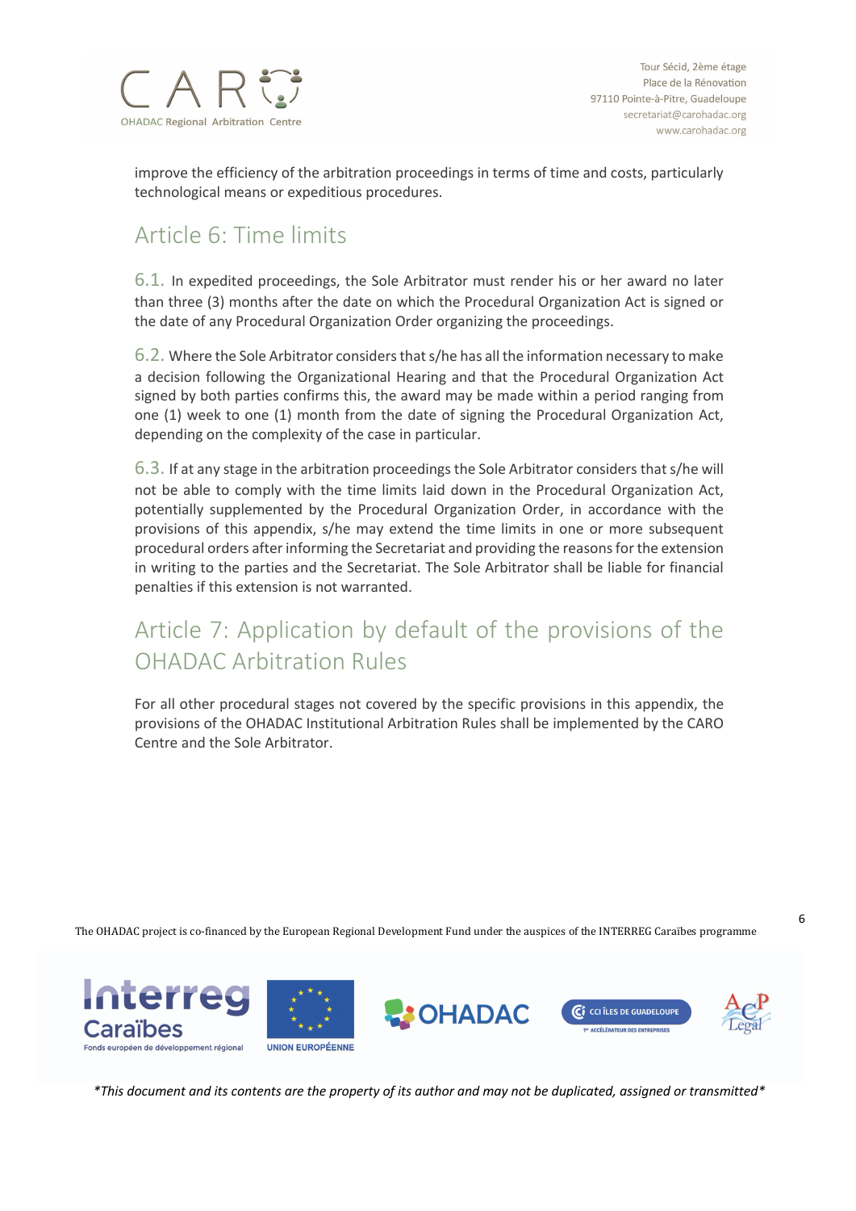improve the efficiency of the arbitration proceedings in terms of time and costs, particularly technological means or expeditious procedures.

## Article 6: Time limits

6.1. In expedited proceedings, the Sole Arbitrator must render his or her award no later than three (3) months after the date on which the Procedural Organization Act is signed or the date of any Procedural Organization Order organizing the proceedings.

6.2. Where the Sole Arbitrator considers that s/he has all the information necessary to make a decision following the Organizational Hearing and that the Procedural Organization Act signed by both parties confirms this, the award may be made within a period ranging from one (1) week to one (1) month from the date of signing the Procedural Organization Act, depending on the complexity of the case in particular.

6.3. If at any stage in the arbitration proceedings the Sole Arbitrator considers that s/he will not be able to comply with the time limits laid down in the Procedural Organization Act, potentially supplemented by the Procedural Organization Order, in accordance with the provisions of this appendix, s/he may extend the time limits in one or more subsequent procedural orders after informing the Secretariat and providing the reasons for the extension in writing to the parties and the Secretariat. The Sole Arbitrator shall be liable for financial penalties if this extension is not warranted.

## Article 7: Application by default of the provisions of the OHADAC Arbitration Rules

For all other procedural stages not covered by the specific provisions in this appendix, the provisions of the OHADAC Institutional Arbitration Rules shall be implemented by the CARO Centre and the Sole Arbitrator.